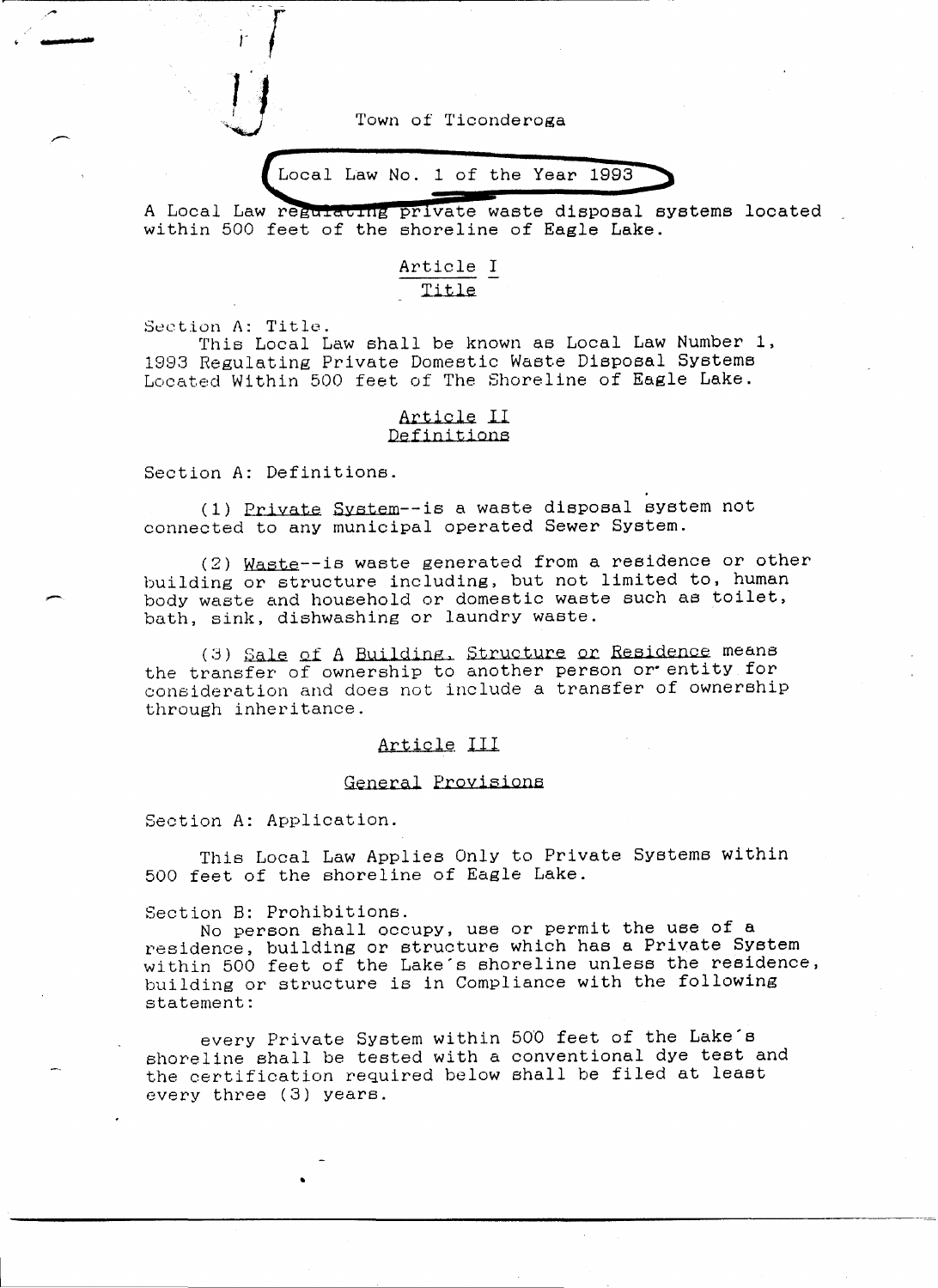Town of Ticonderoga

Local Law No. 1 of the Year 1993

A Local Law regulating private waste disposal systems located within 500 feet of the shoreline of Eagle Lake.

## Article I
## Title

Section A: Title.

This Local Law shall be known as Local Law Number 1, 1993 Regulating Private Domestic Waste Disposal Systems Located Within 500 feet of The Shoreline of Eagle Lake.

## Article II
## Definitions

Section A: Definitions.

(1) Private System--is a waste disposal system not connected to any municipal operated Sewer System.

(2) Waste--is waste generated from a residence or other building or structure including, but not limited to, human body waste and household or domestic waste such as toilet, bath, sink, dishwashing or laundry waste.

(3) Sale of A Building, Structure or Residence means the transfer of ownership to another person or entity for consideration and does not include a transfer of ownership through inheritance.

## Article III

## General Provisions

Section A: Application.

This Local Law Applies Only to Private Systems within 500 feet of the shoreline of Eagle Lake.

Section B: Prohibitions.

No person shall occupy, use or permit the use of a residence, building or structure which has a Private System within 500 feet of the Lake's shoreline unless the residence, building or structure is in Compliance with the following statement:

every Private System within 500 feet of the Lake's shoreline shall be tested with a conventional dye test and the certification required below shall be filed at least every three (3) years.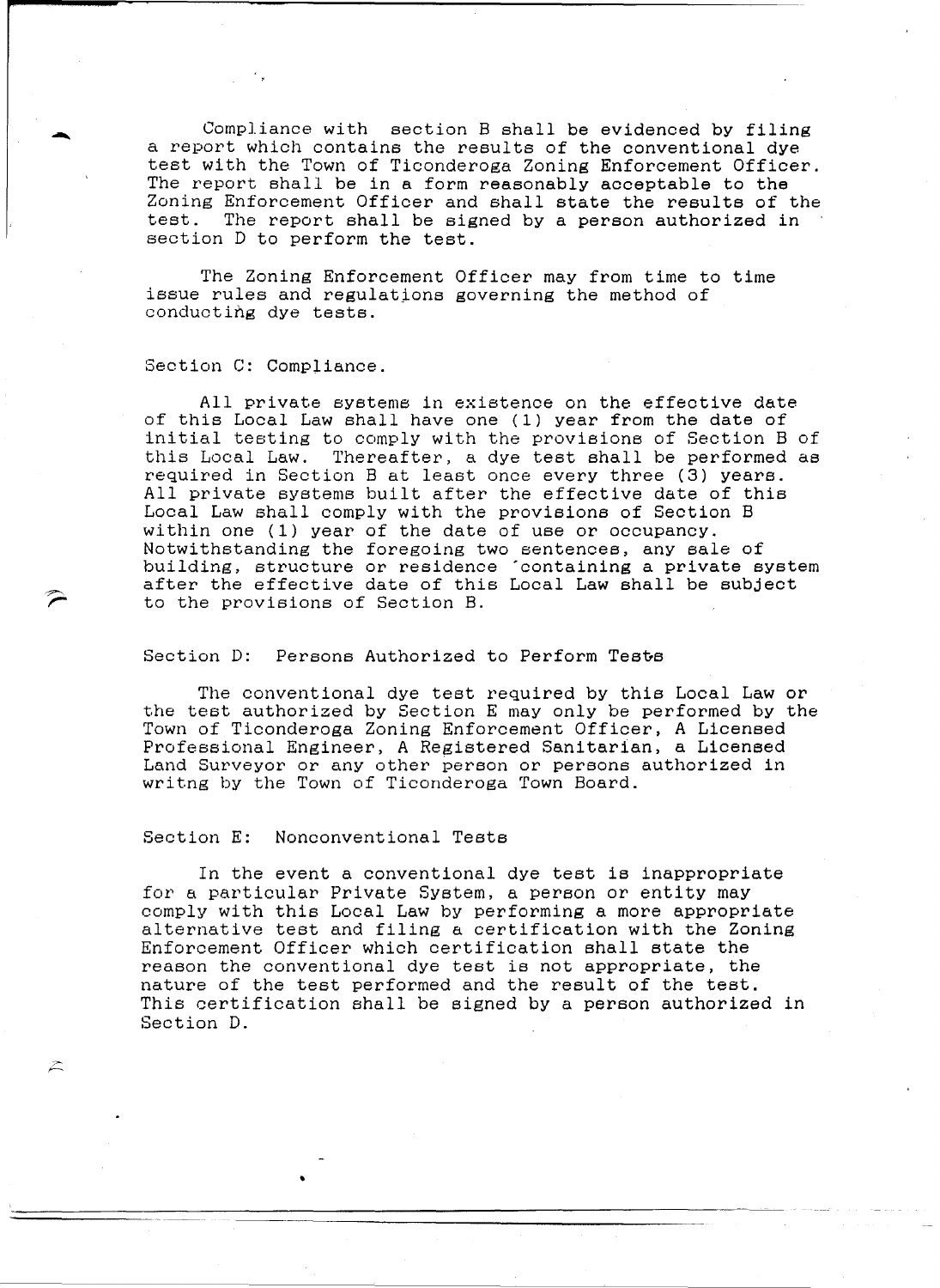Compliance with section B shall be evidenced by filing a report which contains the results of the conventional dye test with the Town of Ticonderoga Zoning Enforcement Officer. The report shall be in a form reasonably acceptable to the Zoning Enforcement Officer and shall state the results of the test. The report shall be signed by a person authorized in section D to perform the test.

The Zoning Enforcement Officer may from time to time issue rules and regulations governing the method of conducting dye tests.

Section C: Compliance.

All private systems in existence on the effective date of this Local Law shall have one (1) year from the date of initial testing to comply with the provisions of Section B of this Local Law. Thereafter, a dye test shall be performed as required in Section B at least once every three (3) years. All private systems built after the effective date of this Local Law shall comply with the provisions of Section B within one (1) year of the date of use or occupancy. Notwithstanding the foregoing two sentences, any sale of building, structure or residence containing a private system after the effective date of this Local Law shall be subject to the provisions of Section B.

Section D: Persons Authorized to Perform Tests

The conventional dye test required by this Local Law or the test authorized by Section E may only be performed by the Town of Ticonderoga Zoning Enforcement Officer, A Licensed Professional Engineer, A Registered Sanitarian, a Licensed Land Surveyor or any other person or persons authorized in writng by the Town of Ticonderoga Town Board.

Section E: Nonconventional Tests

In the event a conventional dye test is inappropriate for a particular Private System, a person or entity may comply with this Local Law by performing a more appropriate alternative test and filing a certification with the Zoning Enforcement Officer which certification shall state the reason the conventional dye test is not appropriate, the nature of the test performed and the result of the test. This certification shall be signed by a person authorized in Section D.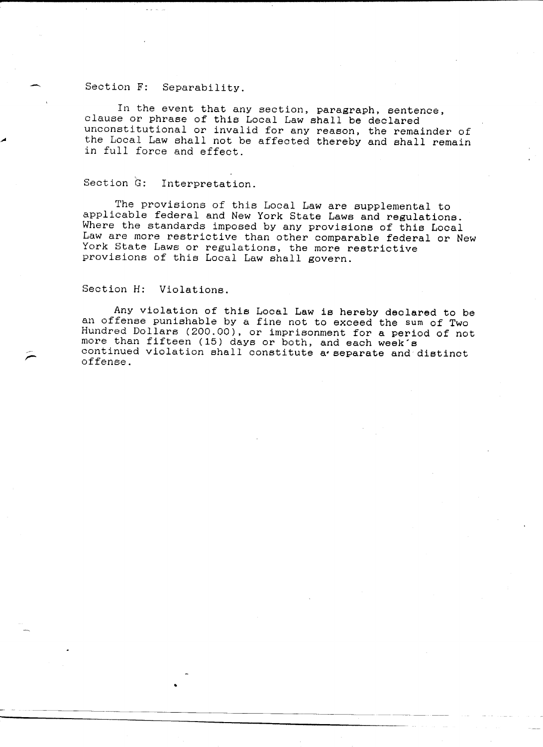Section F: Separability.

In the event that any section, paragraph, sentence, clause or phrase of this Local Law shall be declared unconstitutional or invalid for any reason, the remainder of the Local Law shall not be affected thereby and shall remain in full force and effect.

Section G: Interpretation.

The provisions of this Local Law are supplemental to applicable federal and New York State Laws and regulations. Where the standards imposed by any provisions of this Local Law are more restrictive than other comparable federal or New York State Laws or regulations, the more restrictive provisions of this Local Law shall govern.

Section H: Violations.

Any violation of this Local Law is hereby declared to be an offense punishable by a fine not to exceed the sum of Two Hundred Dollars (200.00), or imprisonment for a period of not more than fifteen (15) days or both, and each week's continued violation shall constitute a separate and distinct offense.